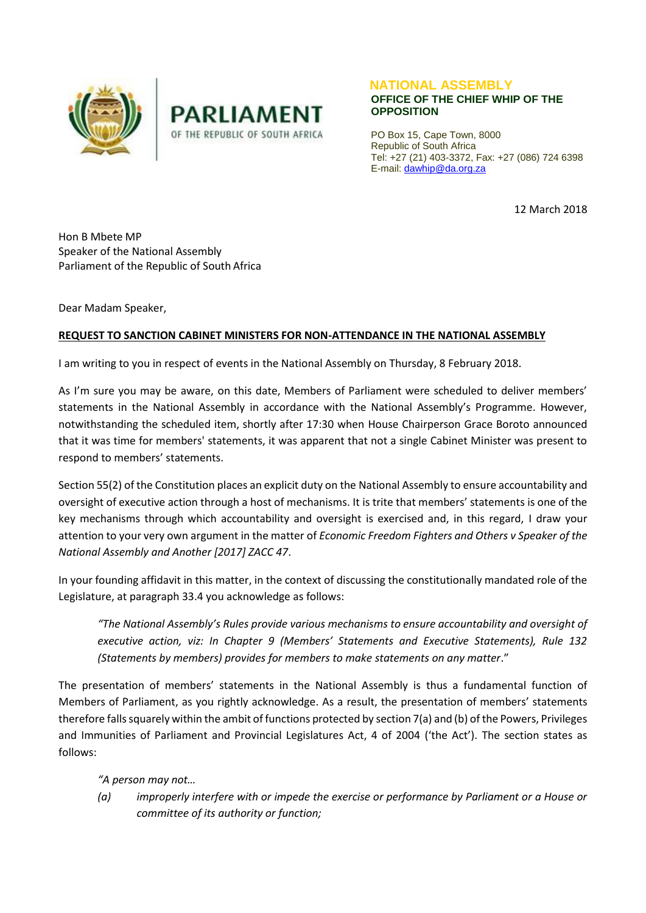**PARLIAMENT**
OF THE REPUBLIC OF SOUTH AFRICA

**NATIONAL ASSEMBLY**
**OFFICE OF THE CHIEF WHIP OF THE OPPOSITION**

PO Box 15, Cape Town, 8000
Republic of South Africa
Tel: +27 (21) 403-3372, Fax: +27 (086) 724 6398
E-mail: dawhip@da.org.za

12 March 2018

Hon B Mbete MP
Speaker of the National Assembly
Parliament of the Republic of South Africa

Dear Madam Speaker,

**REQUEST TO SANCTION CABINET MINISTERS FOR NON-ATTENDANCE IN THE NATIONAL ASSEMBLY**

I am writing to you in respect of events in the National Assembly on Thursday, 8 February 2018.

As I'm sure you may be aware, on this date, Members of Parliament were scheduled to deliver members' statements in the National Assembly in accordance with the National Assembly's Programme. However, notwithstanding the scheduled item, shortly after 17:30 when House Chairperson Grace Boroto announced that it was time for members' statements, it was apparent that not a single Cabinet Minister was present to respond to members' statements.

Section 55(2) of the Constitution places an explicit duty on the National Assembly to ensure accountability and oversight of executive action through a host of mechanisms. It is trite that members' statements is one of the key mechanisms through which accountability and oversight is exercised and, in this regard, I draw your attention to your very own argument in the matter of *Economic Freedom Fighters and Others v Speaker of the National Assembly and Another [2017] ZACC 47*.

In your founding affidavit in this matter, in the context of discussing the constitutionally mandated role of the Legislature, at paragraph 33.4 you acknowledge as follows:

> *"The National Assembly's Rules provide various mechanisms to ensure accountability and oversight of executive action, viz: In Chapter 9 (Members' Statements and Executive Statements), Rule 132 (Statements by members) provides for members to make statements on any matter*."

The presentation of members' statements in the National Assembly is thus a fundamental function of Members of Parliament, as you rightly acknowledge. As a result, the presentation of members' statements therefore falls squarely within the ambit of functions protected by section 7(a) and (b) of the Powers, Privileges and Immunities of Parliament and Provincial Legislatures Act, 4 of 2004 ('the Act'). The section states as follows:

> *"A person may not…*
>
> *(a) improperly interfere with or impede the exercise or performance by Parliament or a House or committee of its authority or function;*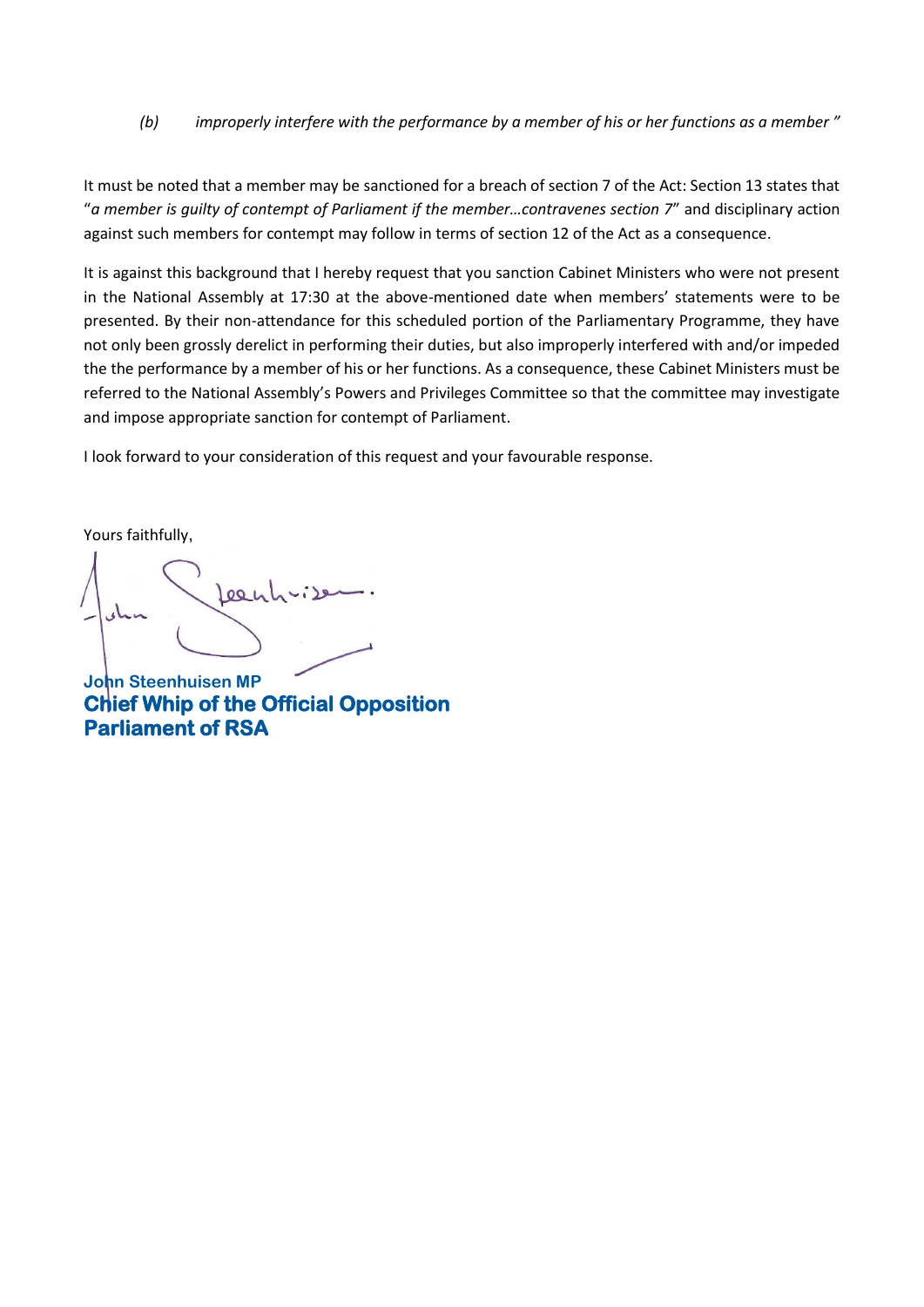*(b) improperly interfere with the performance by a member of his or her functions as a member "*

It must be noted that a member may be sanctioned for a breach of section 7 of the Act: Section 13 states that "*a member is guilty of contempt of Parliament if the member…contravenes section 7*" and disciplinary action against such members for contempt may follow in terms of section 12 of the Act as a consequence.

It is against this background that I hereby request that you sanction Cabinet Ministers who were not present in the National Assembly at 17:30 at the above-mentioned date when members' statements were to be presented. By their non-attendance for this scheduled portion of the Parliamentary Programme, they have not only been grossly derelict in performing their duties, but also improperly interfered with and/or impeded the the performance by a member of his or her functions. As a consequence, these Cabinet Ministers must be referred to the National Assembly's Powers and Privileges Committee so that the committee may investigate and impose appropriate sanction for contempt of Parliament.

I look forward to your consideration of this request and your favourable response.

Yours faithfully,

John Steenhuisen MP
**Chief Whip of the Official Opposition**
**Parliament of RSA**